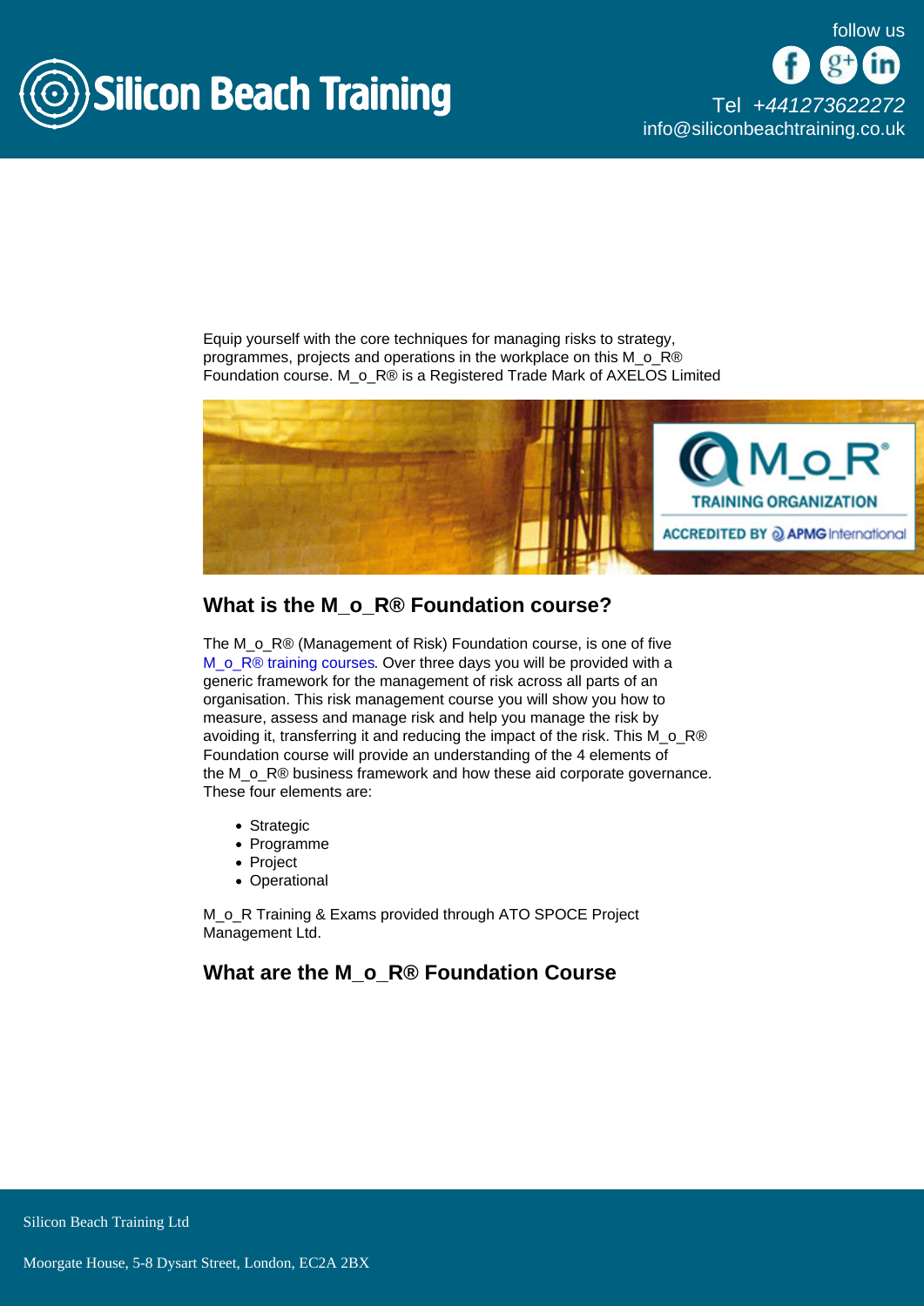Equip yourself with the core techniques for managing risks to strategy, programmes, projects and operations in the workplace on this M_o_R® Foundation course. M_o_R® is a Registered Trade Mark of AXELOS Limited

## What is the M_o_R® Foundation course?

The M_o_R® (Management of Risk) Foundation course, is one of five M_o_R® training courses. Over three days you will be provided with a generic framework for the management of risk across all parts of an organisation. This risk management course you will show you how to measure, assess and manage risk and help you manage the risk by avoiding it, transferring it and reducing the impact of the risk. This M_o_R® Foundation course will provide an understanding of the 4 elements of the M_o_R® business framework and how these aid corporate governance. These four elements are:

- Strategic
- Programme
- Project
- Operational

M_o_R Training & Exams provided through ATO SPOCE Project Management Ltd.

## What are the M_o_R® Foundation Course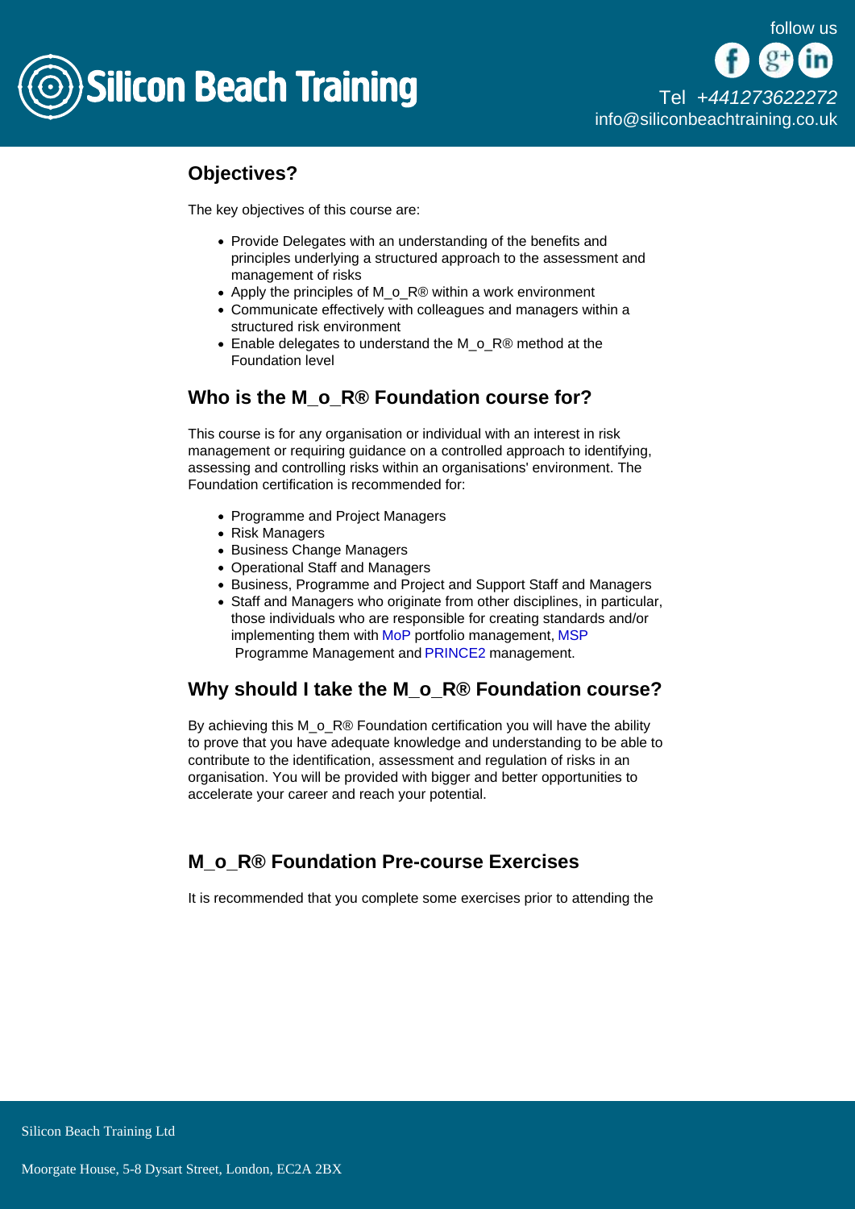## Objectives?

The key objectives of this course are:

- Provide Delegates with an understanding of the benefits and principles underlying a structured approach to the assessment and management of risks
- Apply the principles of M_o_R® within a work environment
- Communicate effectively with colleagues and managers within a structured risk environment
- Enable delegates to understand the M_o_R® method at the Foundation level

## Who is the M_o_R® Foundation course for?

This course is for any organisation or individual with an interest in risk management or requiring guidance on a controlled approach to identifying, assessing and controlling risks within an organisations' environment. The Foundation certification is recommended for:

- Programme and Project Managers
- Risk Managers
- Business Change Managers
- Operational Staff and Managers
- Business, Programme and Project and Support Staff and Managers
- Staff and Managers who originate from other disciplines, in particular, those individuals who are responsible for creating standards and/or implementing them with MoP portfolio management, MSP Programme Management and PRINCE2 management.

## Why should I take the M_o_R® Foundation course?

By achieving this M_o_R® Foundation certification you will have the ability to prove that you have adequate knowledge and understanding to be able to contribute to the identification, assessment and regulation of risks in an organisation. You will be provided with bigger and better opportunities to accelerate your career and reach your potential.

## M_o_R® Foundation Pre-course Exercises

It is recommended that you complete some exercises prior to attending the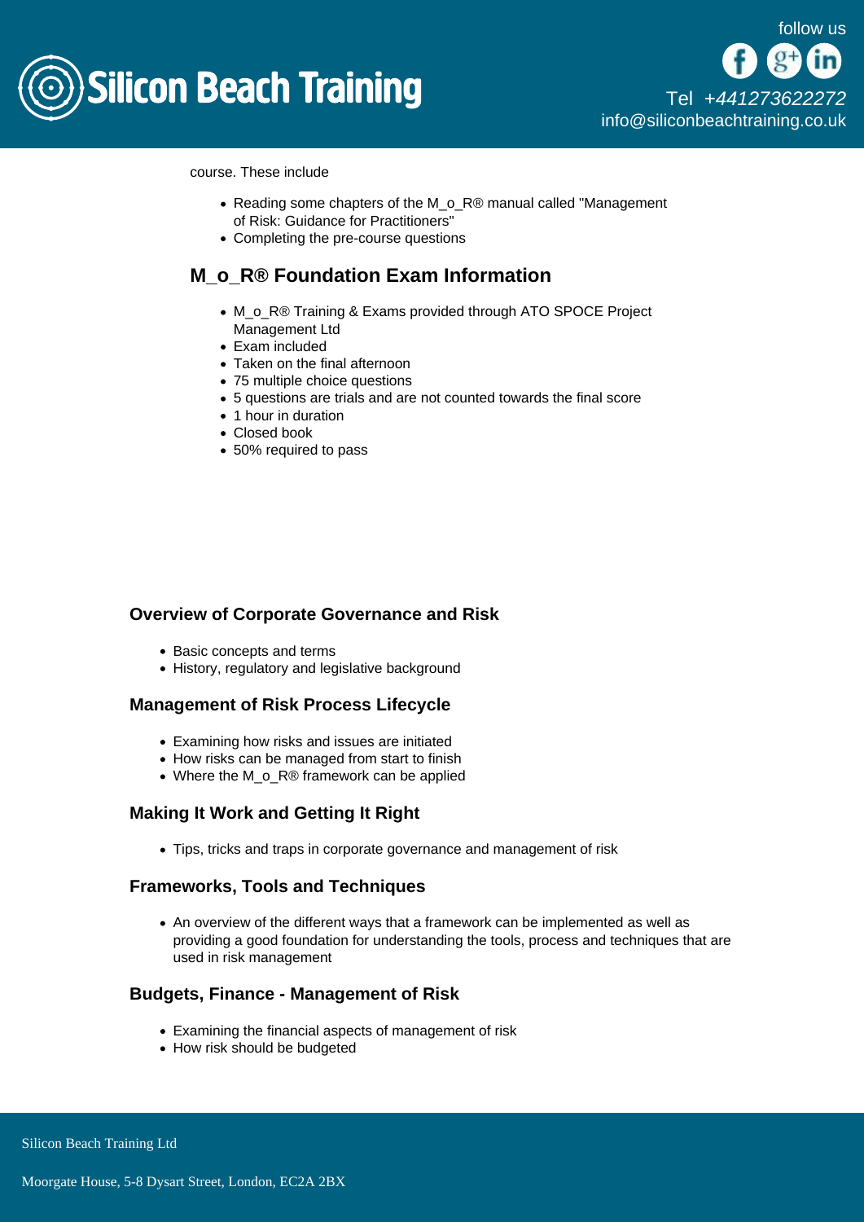course. These include

- Reading some chapters of the M_o_R® manual called "Management of Risk: Guidance for Practitioners"
- Completing the pre-course questions

## M_o_R® Foundation Exam Information

- M_o_R® Training & Exams provided through ATO SPOCE Project Management Ltd
- Exam included
- Taken on the final afternoon
- 75 multiple choice questions
- 5 questions are trials and are not counted towards the final score
- 1 hour in duration
- Closed book
- 50% required to pass

### Overview of Corporate Governance and Risk

- Basic concepts and terms
- History, regulatory and legislative background

### Management of Risk Process Lifecycle

- Examining how risks and issues are initiated
- How risks can be managed from start to finish
- Where the M_o_R® framework can be applied

### Making It Work and Getting It Right

- Tips, tricks and traps in corporate governance and management of risk

### Frameworks, Tools and Techniques

- An overview of the different ways that a framework can be implemented as well as providing a good foundation for understanding the tools, process and techniques that are used in risk management

### Budgets, Finance - Management of Risk

- Examining the financial aspects of management of risk
- How risk should be budgeted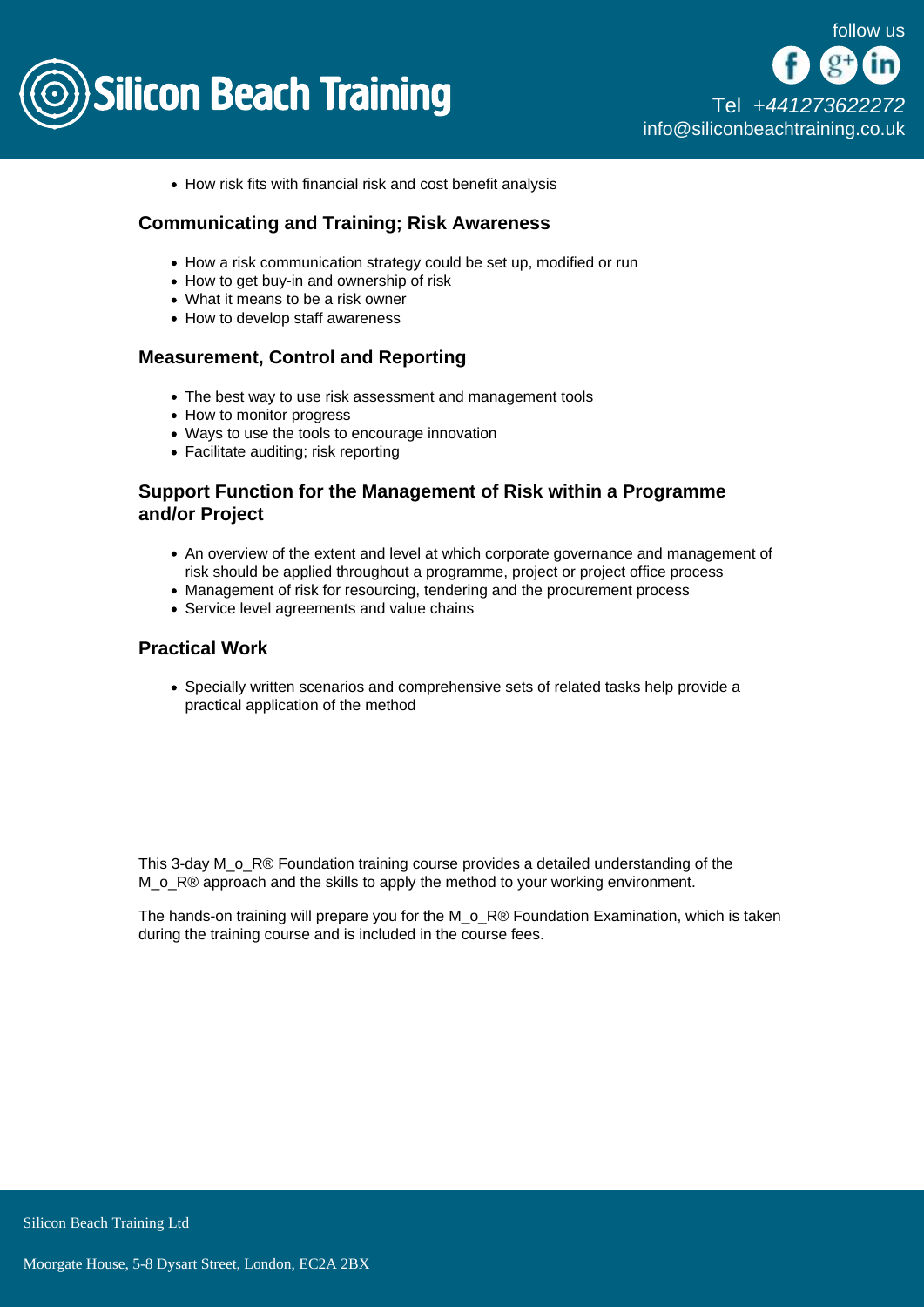- How risk fits with financial risk and cost benefit analysis

### Communicating and Training; Risk Awareness

- How a risk communication strategy could be set up, modified or run
- How to get buy-in and ownership of risk
- What it means to be a risk owner
- How to develop staff awareness

### Measurement, Control and Reporting

- The best way to use risk assessment and management tools
- How to monitor progress
- Ways to use the tools to encourage innovation
- Facilitate auditing; risk reporting

### Support Function for the Management of Risk within a Programme and/or Project

- An overview of the extent and level at which corporate governance and management of risk should be applied throughout a programme, project or project office process
- Management of risk for resourcing, tendering and the procurement process
- Service level agreements and value chains

### Practical Work

- Specially written scenarios and comprehensive sets of related tasks help provide a practical application of the method

This 3-day M_o_R® Foundation training course provides a detailed understanding of the M_o_R® approach and the skills to apply the method to your working environment.

The hands-on training will prepare you for the M_o_R® Foundation Examination, which is taken during the training course and is included in the course fees.